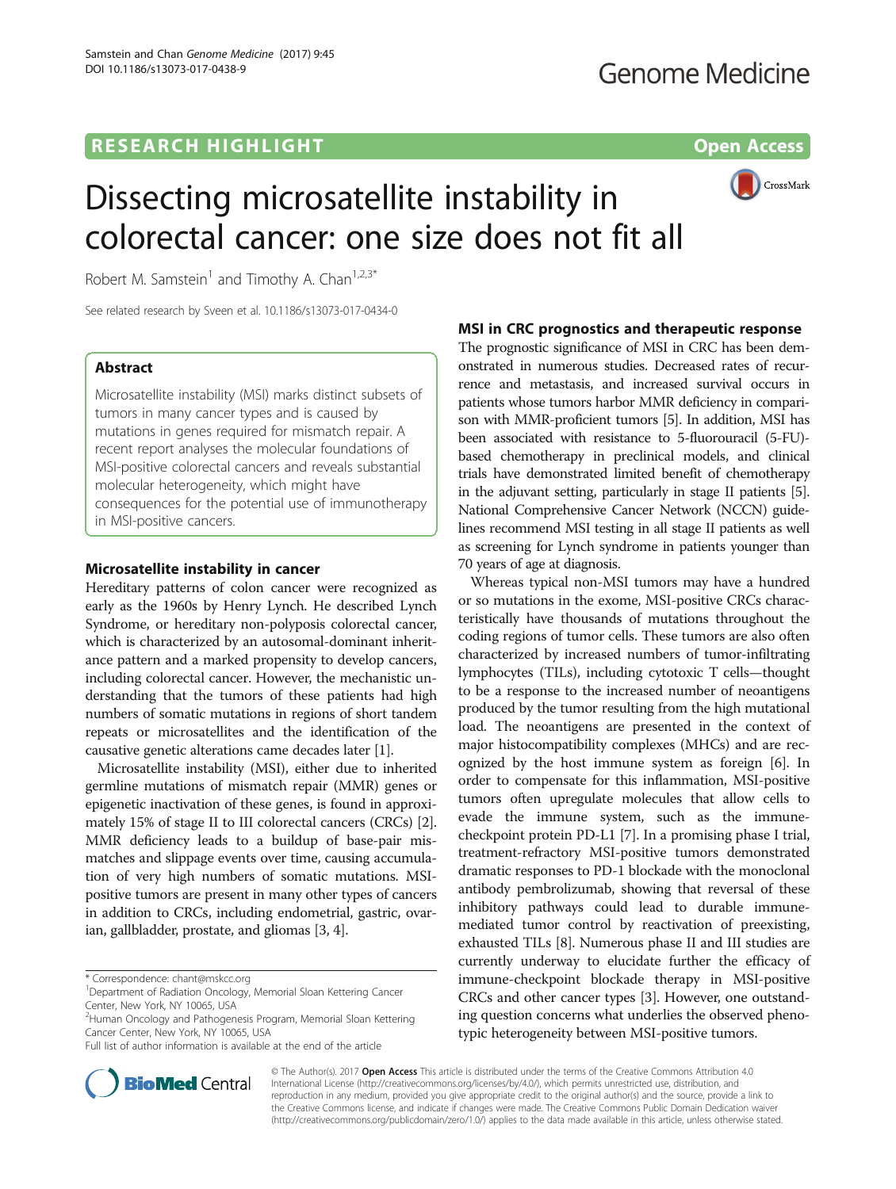RESEARCH HIGHLIGHT

Open Access

# Dissecting microsatellite instability in colorectal cancer: one size does not fit all

Robert M. Samstein[1] and Timothy A. Chan[1,2,3*]

See related research by Sveen et al. 10.1186/s13073-017-0434-0

## Abstract

Microsatellite instability (MSI) marks distinct subsets of tumors in many cancer types and is caused by mutations in genes required for mismatch repair. A recent report analyses the molecular foundations of MSI-positive colorectal cancers and reveals substantial molecular heterogeneity, which might have consequences for the potential use of immunotherapy in MSI-positive cancers.

## Microsatellite instability in cancer

Hereditary patterns of colon cancer were recognized as early as the 1960s by Henry Lynch. He described Lynch Syndrome, or hereditary non-polyposis colorectal cancer, which is characterized by an autosomal-dominant inheritance pattern and a marked propensity to develop cancers, including colorectal cancer. However, the mechanistic understanding that the tumors of these patients had high numbers of somatic mutations in regions of short tandem repeats or microsatellites and the identification of the causative genetic alterations came decades later [1].

Microsatellite instability (MSI), either due to inherited germline mutations of mismatch repair (MMR) genes or epigenetic inactivation of these genes, is found in approximately 15% of stage II to III colorectal cancers (CRCs) [2]. MMR deficiency leads to a buildup of base-pair mismatches and slippage events over time, causing accumulation of very high numbers of somatic mutations. MSI-positive tumors are present in many other types of cancers in addition to CRCs, including endometrial, gastric, ovarian, gallbladder, prostate, and gliomas [3, 4].

## MSI in CRC prognostics and therapeutic response

The prognostic significance of MSI in CRC has been demonstrated in numerous studies. Decreased rates of recurrence and metastasis, and increased survival occurs in patients whose tumors harbor MMR deficiency in comparison with MMR-proficient tumors [5]. In addition, MSI has been associated with resistance to 5-fluorouracil (5-FU)-based chemotherapy in preclinical models, and clinical trials have demonstrated limited benefit of chemotherapy in the adjuvant setting, particularly in stage II patients [5]. National Comprehensive Cancer Network (NCCN) guidelines recommend MSI testing in all stage II patients as well as screening for Lynch syndrome in patients younger than 70 years of age at diagnosis.

Whereas typical non-MSI tumors may have a hundred or so mutations in the exome, MSI-positive CRCs characteristically have thousands of mutations throughout the coding regions of tumor cells. These tumors are also often characterized by increased numbers of tumor-infiltrating lymphocytes (TILs), including cytotoxic T cells—thought to be a response to the increased number of neoantigens produced by the tumor resulting from the high mutational load. The neoantigens are presented in the context of major histocompatibility complexes (MHCs) and are recognized by the host immune system as foreign [6]. In order to compensate for this inflammation, MSI-positive tumors often upregulate molecules that allow cells to evade the immune system, such as the immune-checkpoint protein PD-L1 [7]. In a promising phase I trial, treatment-refractory MSI-positive tumors demonstrated dramatic responses to PD-1 blockade with the monoclonal antibody pembrolizumab, showing that reversal of these inhibitory pathways could lead to durable immune-mediated tumor control by reactivation of preexisting, exhausted TILs [8]. Numerous phase II and III studies are currently underway to elucidate further the efficacy of immune-checkpoint blockade therapy in MSI-positive CRCs and other cancer types [3]. However, one outstanding question concerns what underlies the observed phenotypic heterogeneity between MSI-positive tumors.

\* Correspondence: chant@mskcc.org
[1]Department of Radiation Oncology, Memorial Sloan Kettering Cancer Center, New York, NY 10065, USA
[2]Human Oncology and Pathogenesis Program, Memorial Sloan Kettering Cancer Center, New York, NY 10065, USA
Full list of author information is available at the end of the article

© The Author(s). 2017 **Open Access** This article is distributed under the terms of the Creative Commons Attribution 4.0 International License (http://creativecommons.org/licenses/by/4.0/), which permits unrestricted use, distribution, and reproduction in any medium, provided you give appropriate credit to the original author(s) and the source, provide a link to the Creative Commons license, and indicate if changes were made. The Creative Commons Public Domain Dedication waiver (http://creativecommons.org/publicdomain/zero/1.0/) applies to the data made available in this article, unless otherwise stated.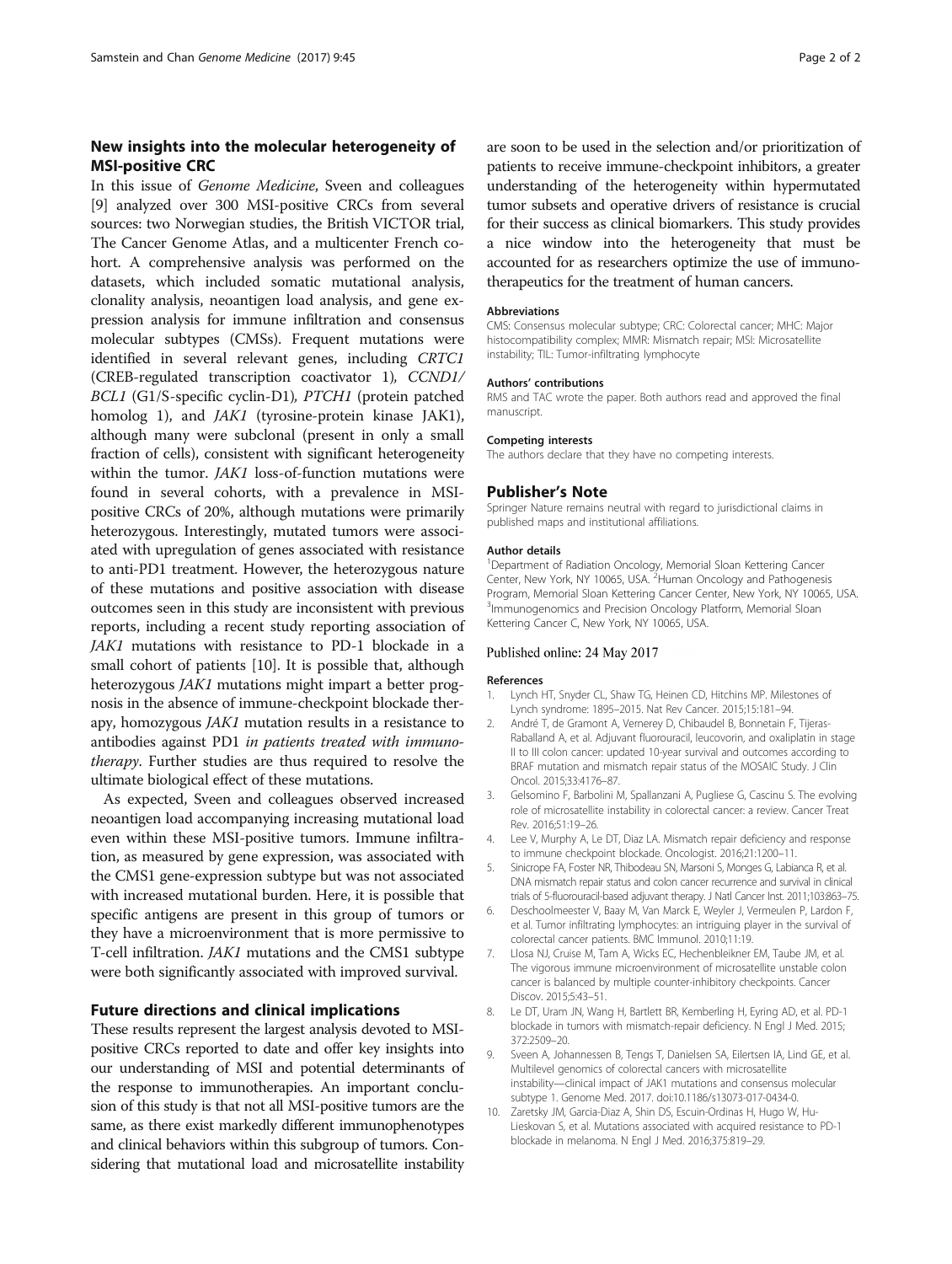## New insights into the molecular heterogeneity of MSI-positive CRC

In this issue of *Genome Medicine*, Sveen and colleagues [9] analyzed over 300 MSI-positive CRCs from several sources: two Norwegian studies, the British VICTOR trial, The Cancer Genome Atlas, and a multicenter French cohort. A comprehensive analysis was performed on the datasets, which included somatic mutational analysis, clonality analysis, neoantigen load analysis, and gene expression analysis for immune infiltration and consensus molecular subtypes (CMSs). Frequent mutations were identified in several relevant genes, including *CRTC1* (CREB-regulated transcription coactivator 1), *CCND1/BCL1* (G1/S-specific cyclin-D1), *PTCH1* (protein patched homolog 1), and *JAK1* (tyrosine-protein kinase JAK1), although many were subclonal (present in only a small fraction of cells), consistent with significant heterogeneity within the tumor. *JAK1* loss-of-function mutations were found in several cohorts, with a prevalence in MSI-positive CRCs of 20%, although mutations were primarily heterozygous. Interestingly, mutated tumors were associated with upregulation of genes associated with resistance to anti-PD1 treatment. However, the heterozygous nature of these mutations and positive association with disease outcomes seen in this study are inconsistent with previous reports, including a recent study reporting association of *JAK1* mutations with resistance to PD-1 blockade in a small cohort of patients [10]. It is possible that, although heterozygous *JAK1* mutations might impart a better prognosis in the absence of immune-checkpoint blockade therapy, homozygous *JAK1* mutation results in a resistance to antibodies against PD1 *in patients treated with immunotherapy*. Further studies are thus required to resolve the ultimate biological effect of these mutations.

As expected, Sveen and colleagues observed increased neoantigen load accompanying increasing mutational load even within these MSI-positive tumors. Immune infiltration, as measured by gene expression, was associated with the CMS1 gene-expression subtype but was not associated with increased mutational burden. Here, it is possible that specific antigens are present in this group of tumors or they have a microenvironment that is more permissive to T-cell infiltration. *JAK1* mutations and the CMS1 subtype were both significantly associated with improved survival.

## Future directions and clinical implications

These results represent the largest analysis devoted to MSI-positive CRCs reported to date and offer key insights into our understanding of MSI and potential determinants of the response to immunotherapies. An important conclusion of this study is that not all MSI-positive tumors are the same, as there exist markedly different immunophenotypes and clinical behaviors within this subgroup of tumors. Considering that mutational load and microsatellite instability are soon to be used in the selection and/or prioritization of patients to receive immune-checkpoint inhibitors, a greater understanding of the heterogeneity within hypermutated tumor subsets and operative drivers of resistance is crucial for their success as clinical biomarkers. This study provides a nice window into the heterogeneity that must be accounted for as researchers optimize the use of immunotherapeutics for the treatment of human cancers.

#### Abbreviations

CMS: Consensus molecular subtype; CRC: Colorectal cancer; MHC: Major histocompatibility complex; MMR: Mismatch repair; MSI: Microsatellite instability; TIL: Tumor-infiltrating lymphocyte

#### Authors' contributions

RMS and TAC wrote the paper. Both authors read and approved the final manuscript.

#### Competing interests

The authors declare that they have no competing interests.

### Publisher's Note

Springer Nature remains neutral with regard to jurisdictional claims in published maps and institutional affiliations.

#### Author details

[1]Department of Radiation Oncology, Memorial Sloan Kettering Cancer Center, New York, NY 10065, USA. [2]Human Oncology and Pathogenesis Program, Memorial Sloan Kettering Cancer Center, New York, NY 10065, USA. [3]Immunogenomics and Precision Oncology Platform, Memorial Sloan Kettering Cancer C, New York, NY 10065, USA.

Published online: 24 May 2017

#### References

1. Lynch HT, Snyder CL, Shaw TG, Heinen CD, Hitchins MP. Milestones of Lynch syndrome: 1895–2015. Nat Rev Cancer. 2015;15:181–94.
2. André T, de Gramont A, Vernerey D, Chibaudel B, Bonnetain F, Tijeras-Raballand A, et al. Adjuvant fluorouracil, leucovorin, and oxaliplatin in stage II to III colon cancer: updated 10-year survival and outcomes according to BRAF mutation and mismatch repair status of the MOSAIC Study. J Clin Oncol. 2015;33:4176–87.
3. Gelsomino F, Barbolini M, Spallanzani A, Pugliese G, Cascinu S. The evolving role of microsatellite instability in colorectal cancer: a review. Cancer Treat Rev. 2016;51:19–26.
4. Lee V, Murphy A, Le DT, Diaz LA. Mismatch repair deficiency and response to immune checkpoint blockade. Oncologist. 2016;21:1200–11.
5. Sinicrope FA, Foster NR, Thibodeau SN, Marsoni S, Monges G, Labianca R, et al. DNA mismatch repair status and colon cancer recurrence and survival in clinical trials of 5-fluorouracil-based adjuvant therapy. J Natl Cancer Inst. 2011;103:863–75.
6. Deschoolmeester V, Baay M, Van Marck E, Weyler J, Vermeulen P, Lardon F, et al. Tumor infiltrating lymphocytes: an intriguing player in the survival of colorectal cancer patients. BMC Immunol. 2010;11:19.
7. Llosa NJ, Cruise M, Tam A, Wicks EC, Hechenbleikner EM, Taube JM, et al. The vigorous immune microenvironment of microsatellite unstable colon cancer is balanced by multiple counter-inhibitory checkpoints. Cancer Discov. 2015;5:43–51.
8. Le DT, Uram JN, Wang H, Bartlett BR, Kemberling H, Eyring AD, et al. PD-1 blockade in tumors with mismatch-repair deficiency. N Engl J Med. 2015;372:2509–20.
9. Sveen A, Johannessen B, Tengs T, Danielsen SA, Eilertsen IA, Lind GE, et al. Multilevel genomics of colorectal cancers with microsatellite instability—clinical impact of JAK1 mutations and consensus molecular subtype 1. Genome Med. 2017. doi:10.1186/s13073-017-0434-0.
10. Zaretsky JM, Garcia-Diaz A, Shin DS, Escuin-Ordinas H, Hugo W, Hu-Lieskovan S, et al. Mutations associated with acquired resistance to PD-1 blockade in melanoma. N Engl J Med. 2016;375:819–29.